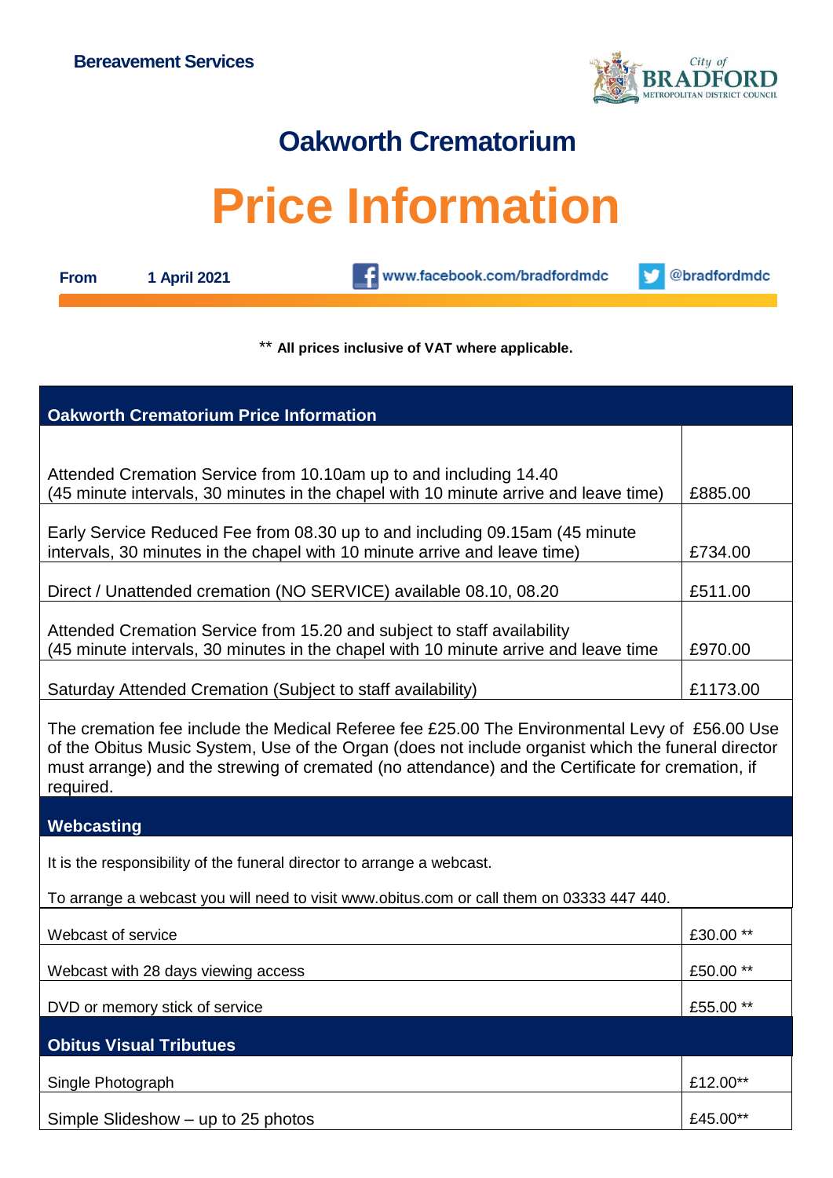Bereavement Services

City of BRADFORD METROPOLITAN DISTRICT COUNCIL

# Oakworth Crematorium

# Price Information

**From** **1 April 2021** www.facebook.com/bradfordmdc @bradfordmdc

** **All prices inclusive of VAT where applicable.**

| Oakworth Crematorium Price Information | |
|---|---|
| Attended Cremation Service from 10.10am up to and including 14.40 (45 minute intervals, 30 minutes in the chapel with 10 minute arrive and leave time) | £885.00 |
| Early Service Reduced Fee from 08.30 up to and including 09.15am (45 minute intervals, 30 minutes in the chapel with 10 minute arrive and leave time) | £734.00 |
| Direct / Unattended cremation (NO SERVICE) available 08.10, 08.20 | £511.00 |
| Attended Cremation Service from 15.20 and subject to staff availability (45 minute intervals, 30 minutes in the chapel with 10 minute arrive and leave time | £970.00 |
| Saturday Attended Cremation (Subject to staff availability) | £1173.00 |

The cremation fee include the Medical Referee fee £25.00 The Environmental Levy of £56.00 Use of the Obitus Music System, Use of the Organ (does not include organist which the funeral director must arrange) and the strewing of cremated (no attendance) and the Certificate for cremation, if required.

## Webcasting

It is the responsibility of the funeral director to arrange a webcast.

To arrange a webcast you will need to visit www.obitus.com or call them on 03333 447 440.

| Webcasting | |
|---|---|
| Webcast of service | £30.00 ** |
| Webcast with 28 days viewing access | £50.00 ** |
| DVD or memory stick of service | £55.00 ** |

## Obitus Visual Tributes

| Obitus Visual Tributes | |
|---|---|
| Single Photograph | £12.00** |
| Simple Slideshow – up to 25 photos | £45.00** |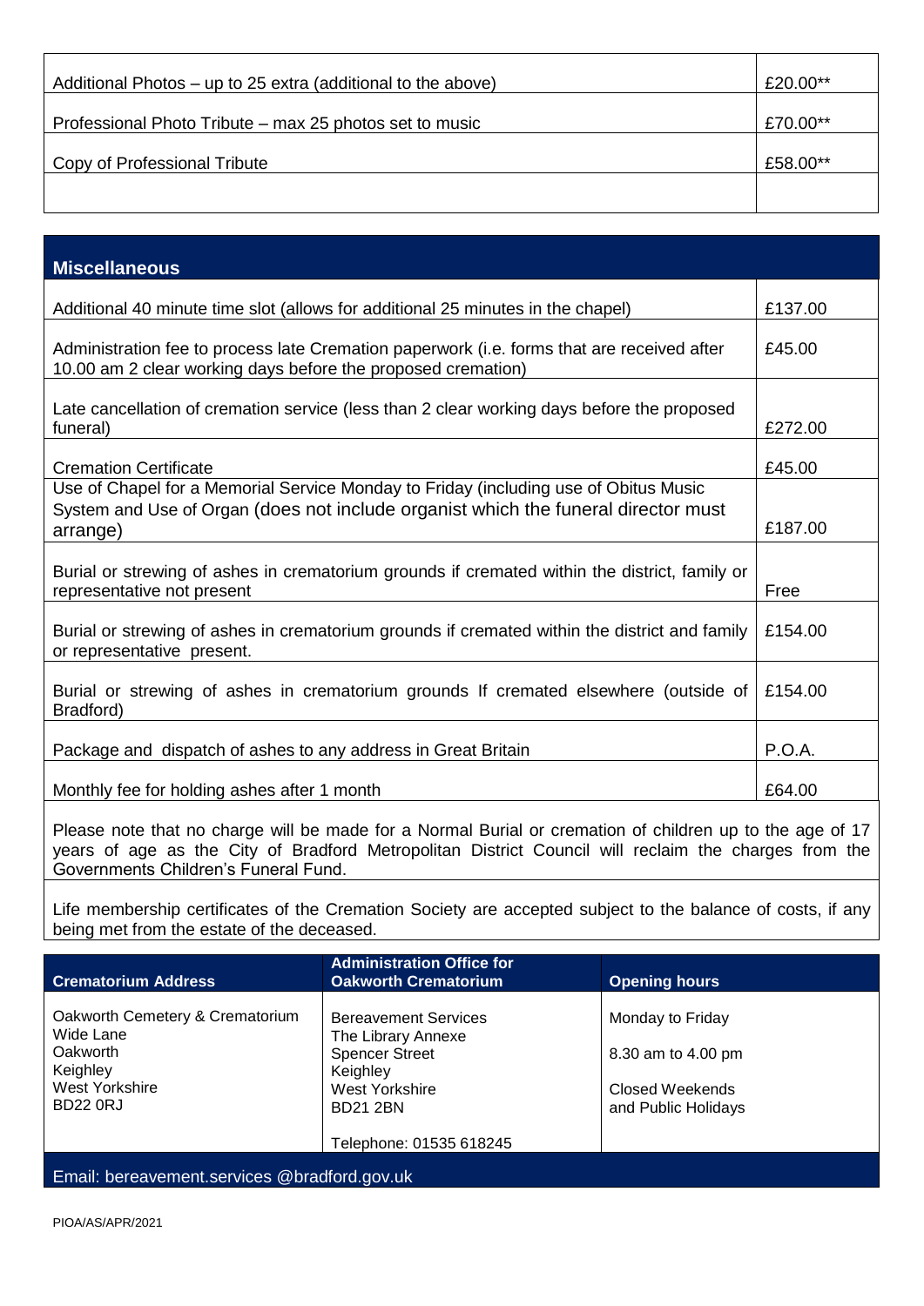| | |
|---|---|
| Additional Photos – up to 25 extra (additional to the above) | £20.00** |
| Professional Photo Tribute – max 25 photos set to music | £70.00** |
| Copy of Professional Tribute | £58.00** |
| | |

| Miscellaneous | |
|---|---|
| Additional 40 minute time slot (allows for additional 25 minutes in the chapel) | £137.00 |
| Administration fee to process late Cremation paperwork (i.e. forms that are received after 10.00 am 2 clear working days before the proposed cremation) | £45.00 |
| Late cancellation of cremation service (less than 2 clear working days before the proposed funeral) | £272.00 |
| Cremation Certificate | £45.00 |
| Use of Chapel for a Memorial Service Monday to Friday (including use of Obitus Music System and Use of Organ (does not include organist which the funeral director must arrange) | £187.00 |
| Burial or strewing of ashes in crematorium grounds if cremated within the district, family or representative not present | Free |
| Burial or strewing of ashes in crematorium grounds if cremated within the district and family or representative present. | £154.00 |
| Burial or strewing of ashes in crematorium grounds If cremated elsewhere (outside of Bradford) | £154.00 |
| Package and dispatch of ashes to any address in Great Britain | P.O.A. |
| Monthly fee for holding ashes after 1 month | £64.00 |

Please note that no charge will be made for a Normal Burial or cremation of children up to the age of 17 years of age as the City of Bradford Metropolitan District Council will reclaim the charges from the Governments Children's Funeral Fund.

Life membership certificates of the Cremation Society are accepted subject to the balance of costs, if any being met from the estate of the deceased.

| Crematorium Address | Administration Office for Oakworth Crematorium | Opening hours |
|---|---|---|
| Oakworth Cemetery & Crematorium<br>Wide Lane<br>Oakworth<br>Keighley<br>West Yorkshire<br>BD22 0RJ | Bereavement Services<br>The Library Annexe<br>Spencer Street<br>Keighley<br>West Yorkshire<br>BD21 2BN<br><br>Telephone: 01535 618245 | Monday to Friday<br><br>8.30 am to 4.00 pm<br><br>Closed Weekends and Public Holidays |

Email: bereavement.services @bradford.gov.uk

PIOA/AS/APR/2021